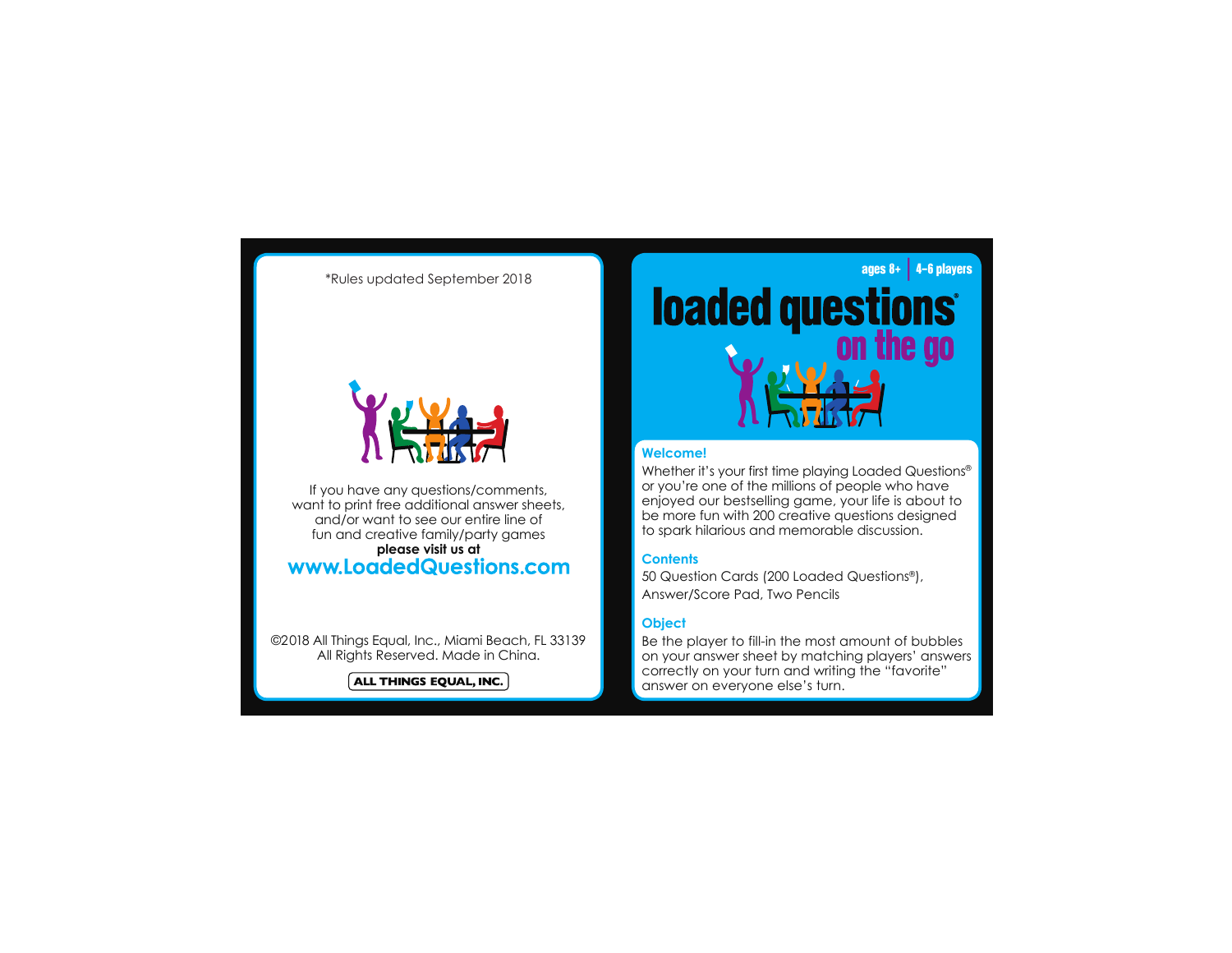*Rules updated September 2018

If you have any questions/comments, want to print free additional answer sheets, and/or want to see our entire line of fun and creative family/party games **please visit us at**

**www.LoadedQuestions.com**

©2018 All Things Equal, Inc., Miami Beach, FL 33139
All Rights Reserved. Made in China.

ALL THINGS EQUAL, INC.

ages 8+ | 4–6 players

# loaded questions® on the go

## Welcome!

Whether it's your first time playing Loaded Questions® or you're one of the millions of people who have enjoyed our bestselling game, your life is about to be more fun with 200 creative questions designed to spark hilarious and memorable discussion.

## Contents

50 Question Cards (200 Loaded Questions®), Answer/Score Pad, Two Pencils

## Object

Be the player to fill-in the most amount of bubbles on your answer sheet by matching players' answers correctly on your turn and writing the "favorite" answer on everyone else's turn.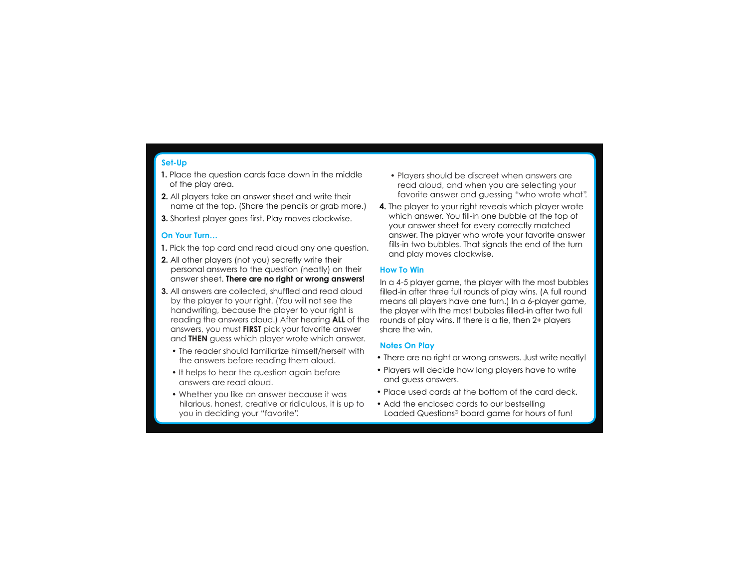## Set-Up

1. Place the question cards face down in the middle of the play area.
2. All players take an answer sheet and write their name at the top. (Share the pencils or grab more.)
3. Shortest player goes first. Play moves clockwise.

## On Your Turn…

1. Pick the top card and read aloud any one question.
2. All other players (not you) secretly write their personal answers to the question (neatly) on their answer sheet. **There are no right or wrong answers!**
3. All answers are collected, shuffled and read aloud by the player to your right. (You will not see the handwriting, because the player to your right is reading the answers aloud.) After hearing **ALL** of the answers, you must **FIRST** pick your favorite answer and **THEN** guess which player wrote which answer.
   - The reader should familiarize himself/herself with the answers before reading them aloud.
   - It helps to hear the question again before answers are read aloud.
   - Whether you like an answer because it was hilarious, honest, creative or ridiculous, it is up to you in deciding your "favorite".
   - Players should be discreet when answers are read aloud, and when you are selecting your favorite answer and guessing "who wrote what".
4. The player to your right reveals which player wrote which answer. You fill-in one bubble at the top of your answer sheet for every correctly matched answer. The player who wrote your favorite answer fills-in two bubbles. That signals the end of the turn and play moves clockwise.

## How To Win

In a 4-5 player game, the player with the most bubbles filled-in after three full rounds of play wins. (A full round means all players have one turn.) In a 6-player game, the player with the most bubbles filled-in after two full rounds of play wins. If there is a tie, then 2+ players share the win.

## Notes On Play

- There are no right or wrong answers. Just write neatly!
- Players will decide how long players have to write and guess answers.
- Place used cards at the bottom of the card deck.
- Add the enclosed cards to our bestselling Loaded Questions® board game for hours of fun!